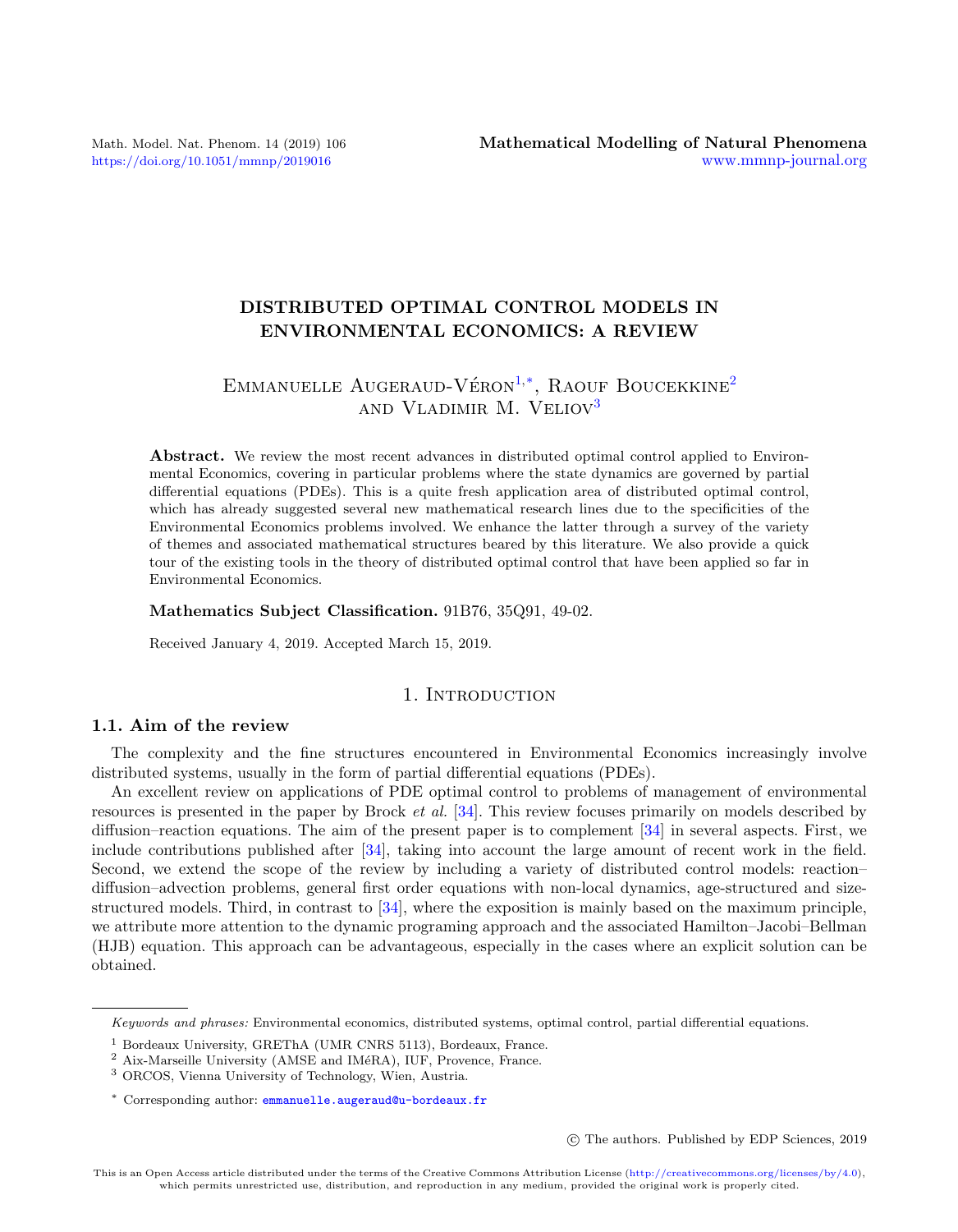# DISTRIBUTED OPTIMAL CONTROL MODELS IN ENVIRONMENTAL ECONOMICS: A REVIEW

Emmanuelle Augeraud-Véron[1,*], Raouf Boucekkine[2] and Vladimir M. Veliov[3]

**Abstract.** We review the most recent advances in distributed optimal control applied to Environmental Economics, covering in particular problems where the state dynamics are governed by partial differential equations (PDEs). This is a quite fresh application area of distributed optimal control, which has already suggested several new mathematical research lines due to the specificities of the Environmental Economics problems involved. We enhance the latter through a survey of the variety of themes and associated mathematical structures beared by this literature. We also provide a quick tour of the existing tools in the theory of distributed optimal control that have been applied so far in Environmental Economics.

**Mathematics Subject Classification.** 91B76, 35Q91, 49-02.

Received January 4, 2019. Accepted March 15, 2019.

## 1. Introduction

### 1.1. Aim of the review

The complexity and the fine structures encountered in Environmental Economics increasingly involve distributed systems, usually in the form of partial differential equations (PDEs).

An excellent review on applications of PDE optimal control to problems of management of environmental resources is presented in the paper by Brock *et al.* [34]. This review focuses primarily on models described by diffusion–reaction equations. The aim of the present paper is to complement [34] in several aspects. First, we include contributions published after [34], taking into account the large amount of recent work in the field. Second, we extend the scope of the review by including a variety of distributed control models: reaction–diffusion–advection problems, general first order equations with non-local dynamics, age-structured and size-structured models. Third, in contrast to [34], where the exposition is mainly based on the maximum principle, we attribute more attention to the dynamic programing approach and the associated Hamilton–Jacobi–Bellman (HJB) equation. This approach can be advantageous, especially in the cases where an explicit solution can be obtained.

---

*Keywords and phrases:* Environmental economics, distributed systems, optimal control, partial differential equations.

[1] Bordeaux University, GREThA (UMR CNRS 5113), Bordeaux, France.

[2] Aix-Marseille University (AMSE and IMéRA), IUF, Provence, France.

[3] ORCOS, Vienna University of Technology, Wien, Austria.

[*] Corresponding author: emmanuelle.augeraud@u-bordeaux.fr

© The authors. Published by EDP Sciences, 2019

This is an Open Access article distributed under the terms of the Creative Commons Attribution License (http://creativecommons.org/licenses/by/4.0), which permits unrestricted use, distribution, and reproduction in any medium, provided the original work is properly cited.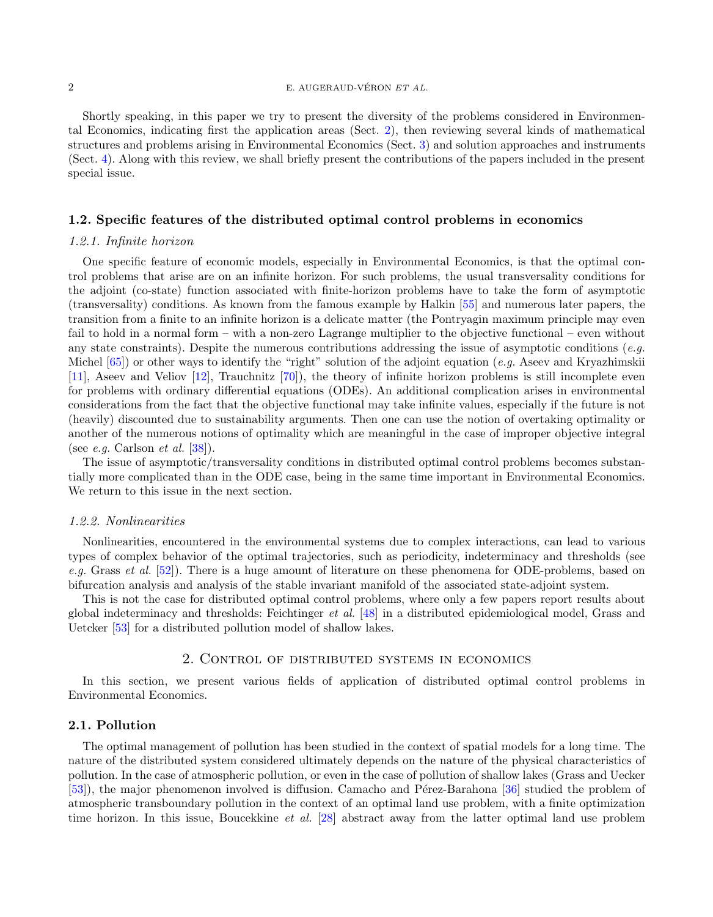Shortly speaking, in this paper we try to present the diversity of the problems considered in Environmental Economics, indicating first the application areas (Sect. 2), then reviewing several kinds of mathematical structures and problems arising in Environmental Economics (Sect. 3) and solution approaches and instruments (Sect. 4). Along with this review, we shall briefly present the contributions of the papers included in the present special issue.

### 1.2. Specific features of the distributed optimal control problems in economics

#### *1.2.1. Infinite horizon*

One specific feature of economic models, especially in Environmental Economics, is that the optimal control problems that arise are on an infinite horizon. For such problems, the usual transversality conditions for the adjoint (co-state) function associated with finite-horizon problems have to take the form of asymptotic (transversality) conditions. As known from the famous example by Halkin [55] and numerous later papers, the transition from a finite to an infinite horizon is a delicate matter (the Pontryagin maximum principle may even fail to hold in a normal form – with a non-zero Lagrange multiplier to the objective functional – even without any state constraints). Despite the numerous contributions addressing the issue of asymptotic conditions (*e.g.* Michel [65]) or other ways to identify the "right" solution of the adjoint equation (*e.g.* Aseev and Kryazhimskii [11], Aseev and Veliov [12], Trauchnitz [70]), the theory of infinite horizon problems is still incomplete even for problems with ordinary differential equations (ODEs). An additional complication arises in environmental considerations from the fact that the objective functional may take infinite values, especially if the future is not (heavily) discounted due to sustainability arguments. Then one can use the notion of overtaking optimality or another of the numerous notions of optimality which are meaningful in the case of improper objective integral (see *e.g.* Carlson *et al.* [38]).

The issue of asymptotic/transversality conditions in distributed optimal control problems becomes substantially more complicated than in the ODE case, being in the same time important in Environmental Economics. We return to this issue in the next section.

#### *1.2.2. Nonlinearities*

Nonlinearities, encountered in the environmental systems due to complex interactions, can lead to various types of complex behavior of the optimal trajectories, such as periodicity, indeterminacy and thresholds (see *e.g.* Grass *et al.* [52]). There is a huge amount of literature on these phenomena for ODE-problems, based on bifurcation analysis and analysis of the stable invariant manifold of the associated state-adjoint system.

This is not the case for distributed optimal control problems, where only a few papers report results about global indeterminacy and thresholds: Feichtinger *et al.* [48] in a distributed epidemiological model, Grass and Uetcker [53] for a distributed pollution model of shallow lakes.

## 2. Control of distributed systems in economics

In this section, we present various fields of application of distributed optimal control problems in Environmental Economics.

### 2.1. Pollution

The optimal management of pollution has been studied in the context of spatial models for a long time. The nature of the distributed system considered ultimately depends on the nature of the physical characteristics of pollution. In the case of atmospheric pollution, or even in the case of pollution of shallow lakes (Grass and Uecker [53]), the major phenomenon involved is diffusion. Camacho and Pérez-Barahona [36] studied the problem of atmospheric transboundary pollution in the context of an optimal land use problem, with a finite optimization time horizon. In this issue, Boucekkine *et al.* [28] abstract away from the latter optimal land use problem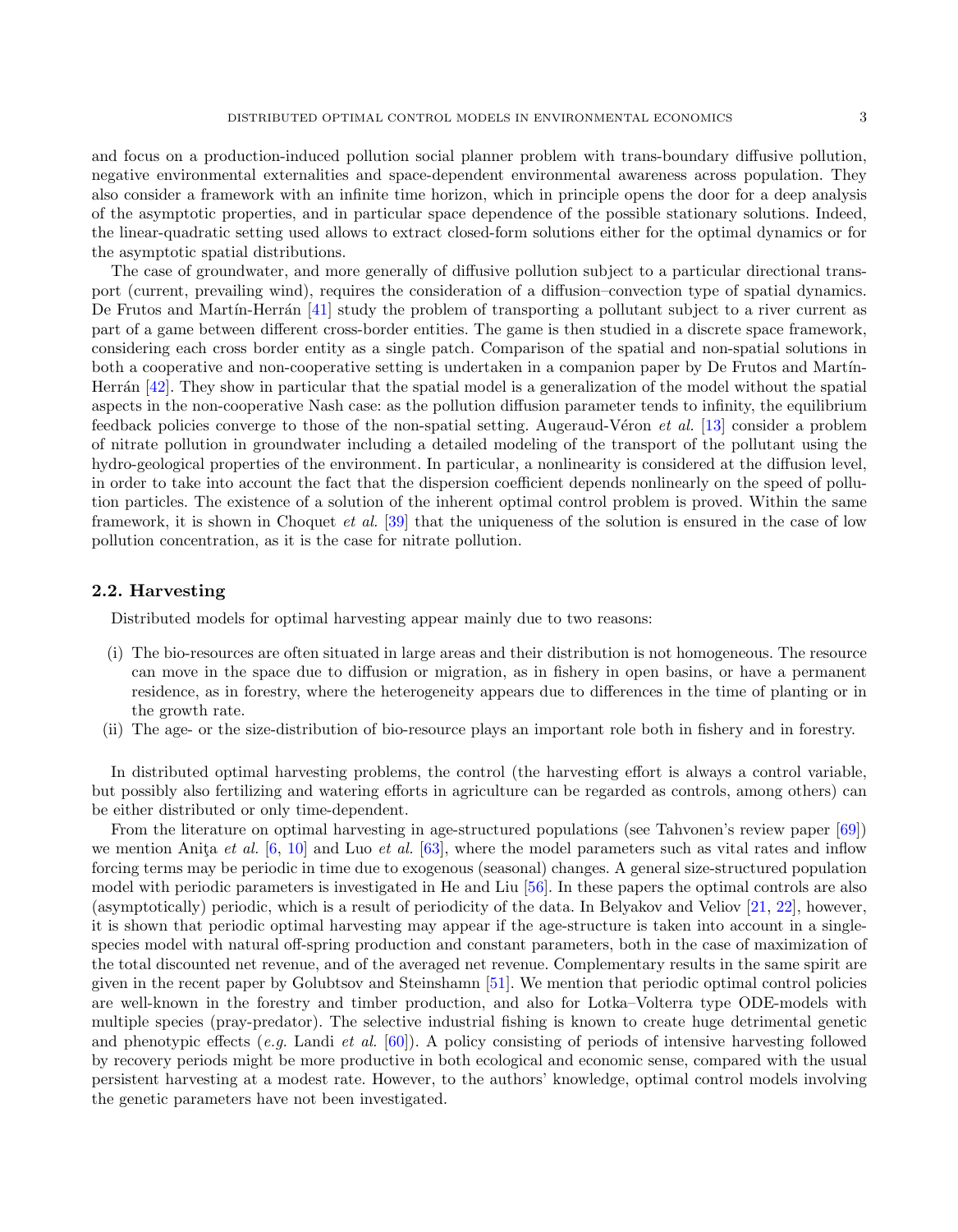and focus on a production-induced pollution social planner problem with trans-boundary diffusive pollution, negative environmental externalities and space-dependent environmental awareness across population. They also consider a framework with an infinite time horizon, which in principle opens the door for a deep analysis of the asymptotic properties, and in particular space dependence of the possible stationary solutions. Indeed, the linear-quadratic setting used allows to extract closed-form solutions either for the optimal dynamics or for the asymptotic spatial distributions.

The case of groundwater, and more generally of diffusive pollution subject to a particular directional transport (current, prevailing wind), requires the consideration of a diffusion–convection type of spatial dynamics. De Frutos and Martín-Herrán [41] study the problem of transporting a pollutant subject to a river current as part of a game between different cross-border entities. The game is then studied in a discrete space framework, considering each cross border entity as a single patch. Comparison of the spatial and non-spatial solutions in both a cooperative and non-cooperative setting is undertaken in a companion paper by De Frutos and Martín-Herrán [42]. They show in particular that the spatial model is a generalization of the model without the spatial aspects in the non-cooperative Nash case: as the pollution diffusion parameter tends to infinity, the equilibrium feedback policies converge to those of the non-spatial setting. Augeraud-Véron *et al.* [13] consider a problem of nitrate pollution in groundwater including a detailed modeling of the transport of the pollutant using the hydro-geological properties of the environment. In particular, a nonlinearity is considered at the diffusion level, in order to take into account the fact that the dispersion coefficient depends nonlinearly on the speed of pollution particles. The existence of a solution of the inherent optimal control problem is proved. Within the same framework, it is shown in Choquet *et al.* [39] that the uniqueness of the solution is ensured in the case of low pollution concentration, as it is the case for nitrate pollution.

## 2.2. Harvesting

Distributed models for optimal harvesting appear mainly due to two reasons:

(i) The bio-resources are often situated in large areas and their distribution is not homogeneous. The resource can move in the space due to diffusion or migration, as in fishery in open basins, or have a permanent residence, as in forestry, where the heterogeneity appears due to differences in the time of planting or in the growth rate.

(ii) The age- or the size-distribution of bio-resource plays an important role both in fishery and in forestry.

In distributed optimal harvesting problems, the control (the harvesting effort is always a control variable, but possibly also fertilizing and watering efforts in agriculture can be regarded as controls, among others) can be either distributed or only time-dependent.

From the literature on optimal harvesting in age-structured populations (see Tahvonen's review paper [69]) we mention Aniţa *et al.* [6, 10] and Luo *et al.* [63], where the model parameters such as vital rates and inflow forcing terms may be periodic in time due to exogenous (seasonal) changes. A general size-structured population model with periodic parameters is investigated in He and Liu [56]. In these papers the optimal controls are also (asymptotically) periodic, which is a result of periodicity of the data. In Belyakov and Veliov [21, 22], however, it is shown that periodic optimal harvesting may appear if the age-structure is taken into account in a single-species model with natural off-spring production and constant parameters, both in the case of maximization of the total discounted net revenue, and of the averaged net revenue. Complementary results in the same spirit are given in the recent paper by Golubtsov and Steinshamn [51]. We mention that periodic optimal control policies are well-known in the forestry and timber production, and also for Lotka–Volterra type ODE-models with multiple species (pray-predator). The selective industrial fishing is known to create huge detrimental genetic and phenotypic effects (*e.g.* Landi *et al.* [60]). A policy consisting of periods of intensive harvesting followed by recovery periods might be more productive in both ecological and economic sense, compared with the usual persistent harvesting at a modest rate. However, to the authors' knowledge, optimal control models involving the genetic parameters have not been investigated.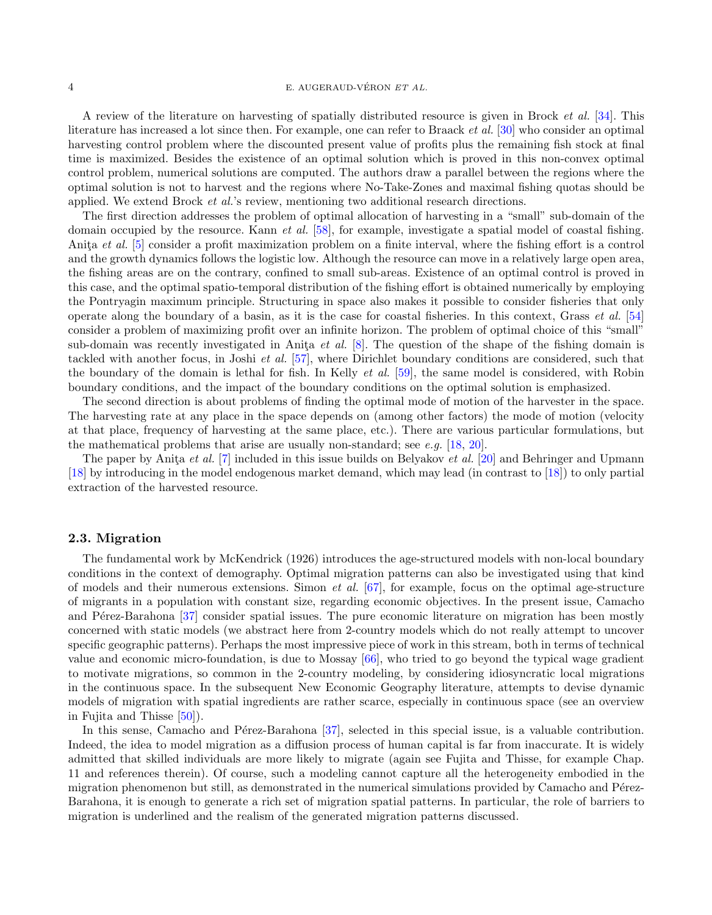A review of the literature on harvesting of spatially distributed resource is given in Brock *et al.* [34]. This literature has increased a lot since then. For example, one can refer to Braack *et al.* [30] who consider an optimal harvesting control problem where the discounted present value of profits plus the remaining fish stock at final time is maximized. Besides the existence of an optimal solution which is proved in this non-convex optimal control problem, numerical solutions are computed. The authors draw a parallel between the regions where the optimal solution is not to harvest and the regions where No-Take-Zones and maximal fishing quotas should be applied. We extend Brock *et al.*'s review, mentioning two additional research directions.

The first direction addresses the problem of optimal allocation of harvesting in a "small" sub-domain of the domain occupied by the resource. Kann *et al.* [58], for example, investigate a spatial model of coastal fishing. Aniţa *et al.* [5] consider a profit maximization problem on a finite interval, where the fishing effort is a control and the growth dynamics follows the logistic low. Although the resource can move in a relatively large open area, the fishing areas are on the contrary, confined to small sub-areas. Existence of an optimal control is proved in this case, and the optimal spatio-temporal distribution of the fishing effort is obtained numerically by employing the Pontryagin maximum principle. Structuring in space also makes it possible to consider fisheries that only operate along the boundary of a basin, as it is the case for coastal fisheries. In this context, Grass *et al.* [54] consider a problem of maximizing profit over an infinite horizon. The problem of optimal choice of this "small" sub-domain was recently investigated in Aniţa *et al.* [8]. The question of the shape of the fishing domain is tackled with another focus, in Joshi *et al.* [57], where Dirichlet boundary conditions are considered, such that the boundary of the domain is lethal for fish. In Kelly *et al.* [59], the same model is considered, with Robin boundary conditions, and the impact of the boundary conditions on the optimal solution is emphasized.

The second direction is about problems of finding the optimal mode of motion of the harvester in the space. The harvesting rate at any place in the space depends on (among other factors) the mode of motion (velocity at that place, frequency of harvesting at the same place, etc.). There are various particular formulations, but the mathematical problems that arise are usually non-standard; see *e.g.* [18, 20].

The paper by Aniţa *et al.* [7] included in this issue builds on Belyakov *et al.* [20] and Behringer and Upmann [18] by introducing in the model endogenous market demand, which may lead (in contrast to [18]) to only partial extraction of the harvested resource.

## 2.3. Migration

The fundamental work by McKendrick (1926) introduces the age-structured models with non-local boundary conditions in the context of demography. Optimal migration patterns can also be investigated using that kind of models and their numerous extensions. Simon *et al.* [67], for example, focus on the optimal age-structure of migrants in a population with constant size, regarding economic objectives. In the present issue, Camacho and Pérez-Barahona [37] consider spatial issues. The pure economic literature on migration has been mostly concerned with static models (we abstract here from 2-country models which do not really attempt to uncover specific geographic patterns). Perhaps the most impressive piece of work in this stream, both in terms of technical value and economic micro-foundation, is due to Mossay [66], who tried to go beyond the typical wage gradient to motivate migrations, so common in the 2-country modeling, by considering idiosyncratic local migrations in the continuous space. In the subsequent New Economic Geography literature, attempts to devise dynamic models of migration with spatial ingredients are rather scarce, especially in continuous space (see an overview in Fujita and Thisse [50]).

In this sense, Camacho and Pérez-Barahona [37], selected in this special issue, is a valuable contribution. Indeed, the idea to model migration as a diffusion process of human capital is far from inaccurate. It is widely admitted that skilled individuals are more likely to migrate (again see Fujita and Thisse, for example Chap. 11 and references therein). Of course, such a modeling cannot capture all the heterogeneity embodied in the migration phenomenon but still, as demonstrated in the numerical simulations provided by Camacho and Pérez-Barahona, it is enough to generate a rich set of migration spatial patterns. In particular, the role of barriers to migration is underlined and the realism of the generated migration patterns discussed.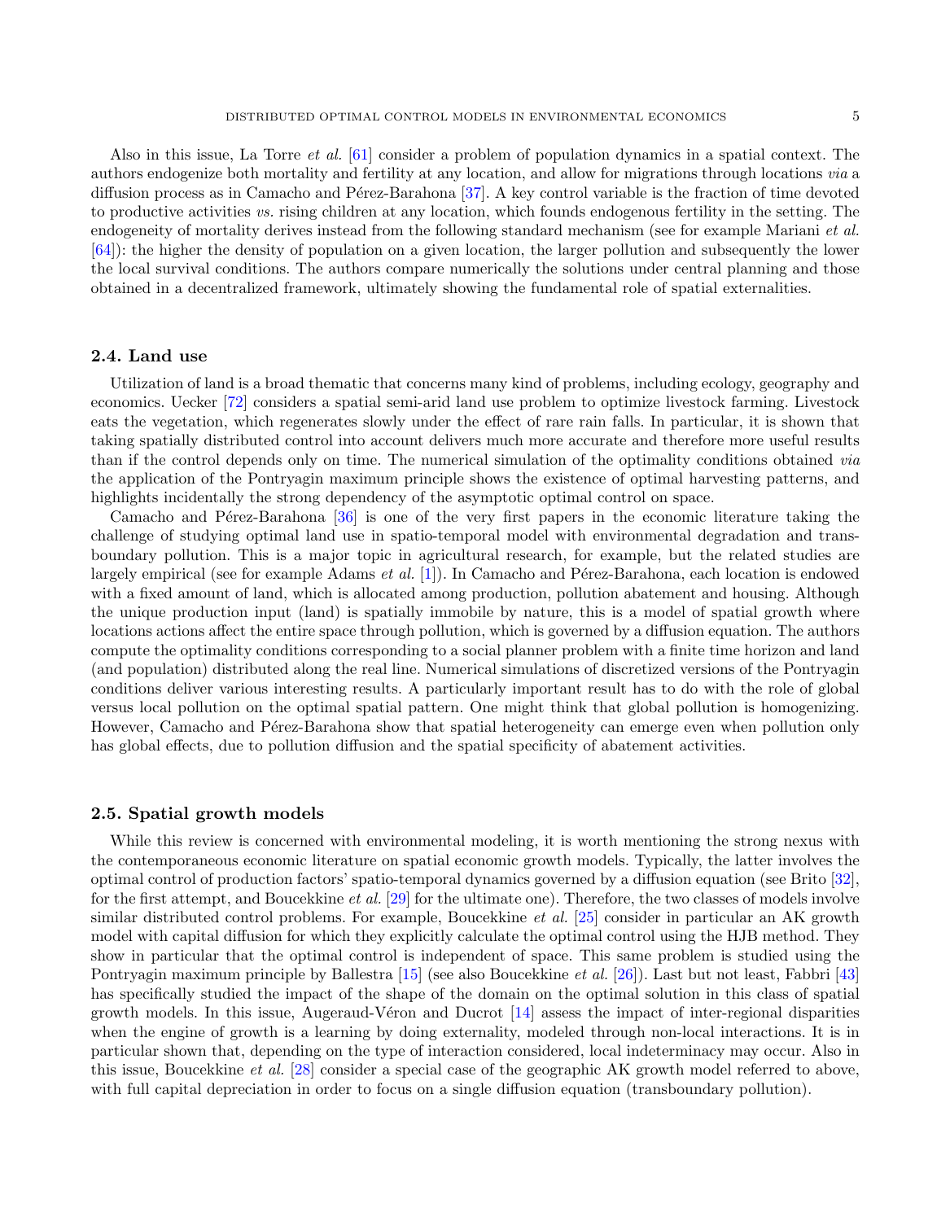Also in this issue, La Torre *et al.* [61] consider a problem of population dynamics in a spatial context. The authors endogenize both mortality and fertility at any location, and allow for migrations through locations *via* a diffusion process as in Camacho and Pérez-Barahona [37]. A key control variable is the fraction of time devoted to productive activities *vs.* rising children at any location, which founds endogenous fertility in the setting. The endogeneity of mortality derives instead from the following standard mechanism (see for example Mariani *et al.* [64]): the higher the density of population on a given location, the larger pollution and subsequently the lower the local survival conditions. The authors compare numerically the solutions under central planning and those obtained in a decentralized framework, ultimately showing the fundamental role of spatial externalities.

### 2.4. Land use

Utilization of land is a broad thematic that concerns many kind of problems, including ecology, geography and economics. Uecker [72] considers a spatial semi-arid land use problem to optimize livestock farming. Livestock eats the vegetation, which regenerates slowly under the effect of rare rain falls. In particular, it is shown that taking spatially distributed control into account delivers much more accurate and therefore more useful results than if the control depends only on time. The numerical simulation of the optimality conditions obtained *via* the application of the Pontryagin maximum principle shows the existence of optimal harvesting patterns, and highlights incidentally the strong dependency of the asymptotic optimal control on space.

Camacho and Pérez-Barahona [36] is one of the very first papers in the economic literature taking the challenge of studying optimal land use in spatio-temporal model with environmental degradation and transboundary pollution. This is a major topic in agricultural research, for example, but the related studies are largely empirical (see for example Adams *et al.* [1]). In Camacho and Pérez-Barahona, each location is endowed with a fixed amount of land, which is allocated among production, pollution abatement and housing. Although the unique production input (land) is spatially immobile by nature, this is a model of spatial growth where locations actions affect the entire space through pollution, which is governed by a diffusion equation. The authors compute the optimality conditions corresponding to a social planner problem with a finite time horizon and land (and population) distributed along the real line. Numerical simulations of discretized versions of the Pontryagin conditions deliver various interesting results. A particularly important result has to do with the role of global versus local pollution on the optimal spatial pattern. One might think that global pollution is homogenizing. However, Camacho and Pérez-Barahona show that spatial heterogeneity can emerge even when pollution only has global effects, due to pollution diffusion and the spatial specificity of abatement activities.

### 2.5. Spatial growth models

While this review is concerned with environmental modeling, it is worth mentioning the strong nexus with the contemporaneous economic literature on spatial economic growth models. Typically, the latter involves the optimal control of production factors' spatio-temporal dynamics governed by a diffusion equation (see Brito [32], for the first attempt, and Boucekkine *et al.* [29] for the ultimate one). Therefore, the two classes of models involve similar distributed control problems. For example, Boucekkine *et al.* [25] consider in particular an AK growth model with capital diffusion for which they explicitly calculate the optimal control using the HJB method. They show in particular that the optimal control is independent of space. This same problem is studied using the Pontryagin maximum principle by Ballestra [15] (see also Boucekkine *et al.* [26]). Last but not least, Fabbri [43] has specifically studied the impact of the shape of the domain on the optimal solution in this class of spatial growth models. In this issue, Augeraud-Véron and Ducrot [14] assess the impact of inter-regional disparities when the engine of growth is a learning by doing externality, modeled through non-local interactions. It is in particular shown that, depending on the type of interaction considered, local indeterminacy may occur. Also in this issue, Boucekkine *et al.* [28] consider a special case of the geographic AK growth model referred to above, with full capital depreciation in order to focus on a single diffusion equation (transboundary pollution).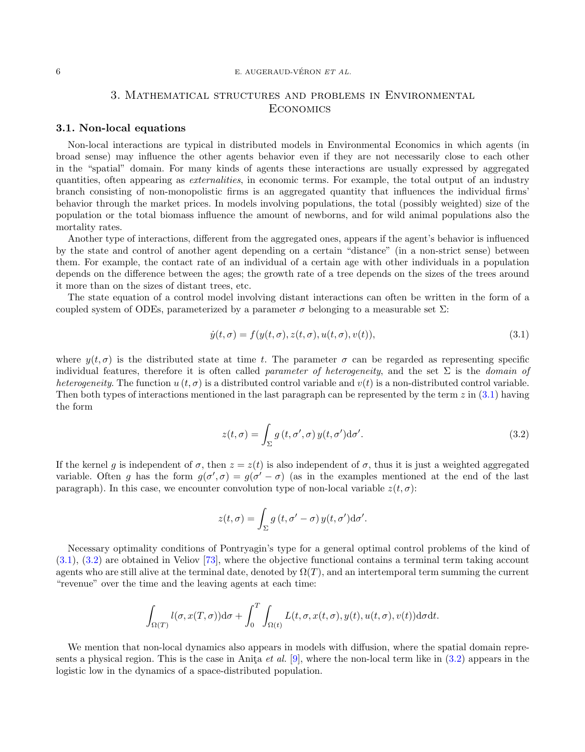# 3. Mathematical structures and problems in Environmental Economics

## 3.1. Non-local equations

Non-local interactions are typical in distributed models in Environmental Economics in which agents (in broad sense) may influence the other agents behavior even if they are not necessarily close to each other in the "spatial" domain. For many kinds of agents these interactions are usually expressed by aggregated quantities, often appearing as *externalities*, in economic terms. For example, the total output of an industry branch consisting of non-monopolistic firms is an aggregated quantity that influences the individual firms' behavior through the market prices. In models involving populations, the total (possibly weighted) size of the population or the total biomass influence the amount of newborns, and for wild animal populations also the mortality rates.

Another type of interactions, different from the aggregated ones, appears if the agent's behavior is influenced by the state and control of another agent depending on a certain "distance" (in a non-strict sense) between them. For example, the contact rate of an individual of a certain age with other individuals in a population depends on the difference between the ages; the growth rate of a tree depends on the sizes of the trees around it more than on the sizes of distant trees, etc.

The state equation of a control model involving distant interactions can often be written in the form of a coupled system of ODEs, parameterized by a parameter $\sigma$ belonging to a measurable set $\Sigma$:

$$\dot{y}(t,\sigma) = f(y(t,\sigma), z(t,\sigma), u(t,\sigma), v(t)), \tag{3.1}$$

where $y(t,\sigma)$ is the distributed state at time $t$. The parameter $\sigma$ can be regarded as representing specific individual features, therefore it is often called *parameter of heterogeneity*, and the set $\Sigma$ is the *domain of heterogeneity*. The function $u(t,\sigma)$ is a distributed control variable and $v(t)$ is a non-distributed control variable. Then both types of interactions mentioned in the last paragraph can be represented by the term $z$ in (3.1) having the form

$$z(t,\sigma) = \int_{\Sigma} g(t,\sigma',\sigma)\, y(t,\sigma')\mathrm{d}\sigma'. \tag{3.2}$$

If the kernel $g$ is independent of $\sigma$, then $z = z(t)$ is also independent of $\sigma$, thus it is just a weighted aggregated variable. Often $g$ has the form $g(\sigma',\sigma) = g(\sigma' - \sigma)$ (as in the examples mentioned at the end of the last paragraph). In this case, we encounter convolution type of non-local variable $z(t,\sigma)$:

$$z(t,\sigma) = \int_{\Sigma} g(t,\sigma' - \sigma)\, y(t,\sigma')\mathrm{d}\sigma'.$$

Necessary optimality conditions of Pontryagin's type for a general optimal control problems of the kind of (3.1), (3.2) are obtained in Veliov [73], where the objective functional contains a terminal term taking account agents who are still alive at the terminal date, denoted by $\Omega(T)$, and an intertemporal term summing the current "revenue" over the time and the leaving agents at each time:

$$\int_{\Omega(T)} l(\sigma, x(T,\sigma))\mathrm{d}\sigma + \int_0^T \int_{\Omega(t)} L(t,\sigma,x(t,\sigma),y(t),u(t,\sigma),v(t))\mathrm{d}\sigma\mathrm{d}t.$$

We mention that non-local dynamics also appears in models with diffusion, where the spatial domain represents a physical region. This is the case in Aniţa *et al.* [9], where the non-local term like in (3.2) appears in the logistic low in the dynamics of a space-distributed population.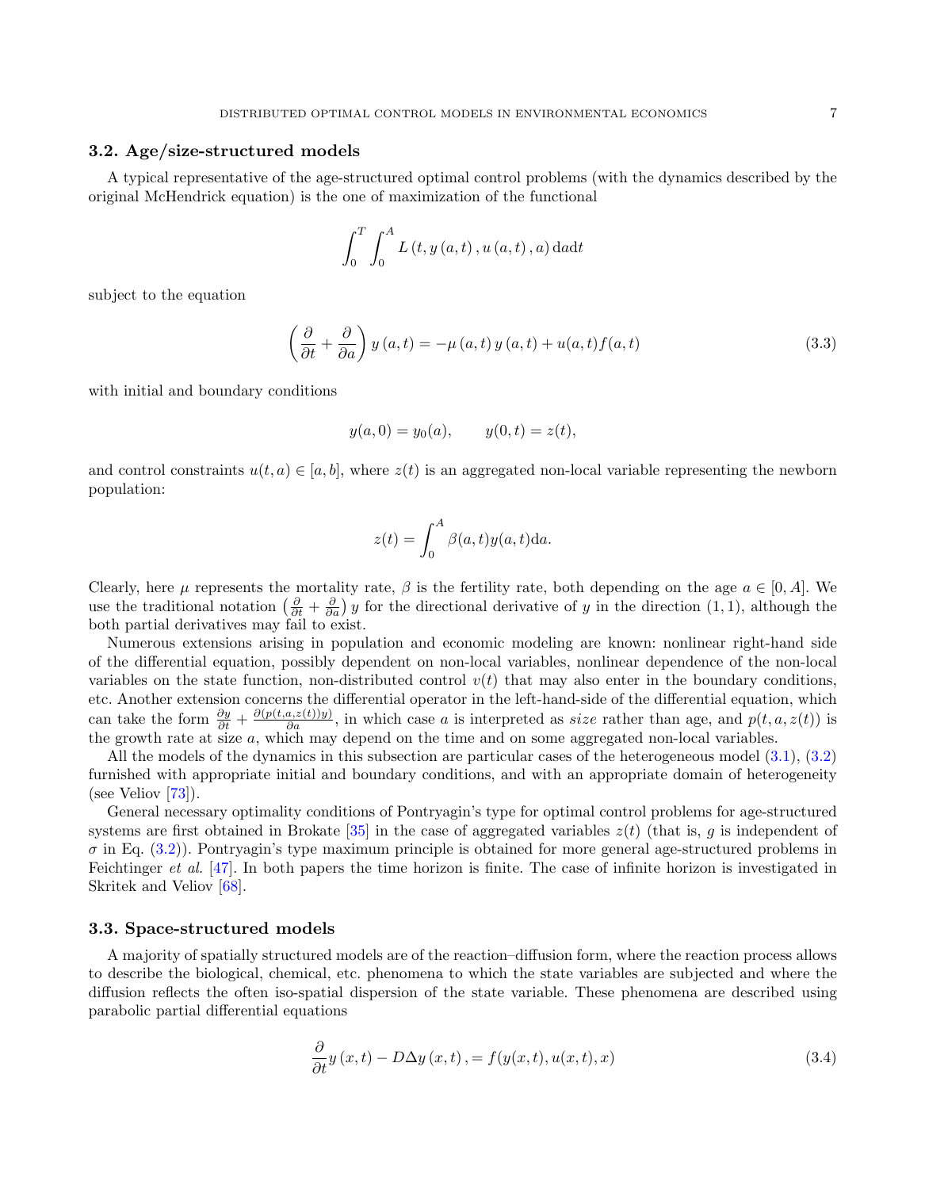### 3.2. Age/size-structured models

A typical representative of the age-structured optimal control problems (with the dynamics described by the original McHendrick equation) is the one of maximization of the functional

$$\int_0^T \int_0^A L\left(t, y\left(a,t\right), u\left(a,t\right), a\right) \mathrm{d}a\mathrm{d}t$$

subject to the equation

$$\left(\frac{\partial}{\partial t} + \frac{\partial}{\partial a}\right) y\left(a,t\right) = -\mu\left(a,t\right) y\left(a,t\right) + u(a,t) f(a,t) \tag{3.3}$$

with initial and boundary conditions

$$y(a,0) = y_0(a), \qquad y(0,t) = z(t),$$

and control constraints $u(t,a) \in [a,b]$, where $z(t)$ is an aggregated non-local variable representing the newborn population:

$$z(t) = \int_0^A \beta(a,t) y(a,t) \mathrm{d}a.$$

Clearly, here $\mu$ represents the mortality rate, $\beta$ is the fertility rate, both depending on the age $a \in [0, A]$. We use the traditional notation $\left(\frac{\partial}{\partial t} + \frac{\partial}{\partial a}\right) y$ for the directional derivative of $y$ in the direction $(1,1)$, although the both partial derivatives may fail to exist.

Numerous extensions arising in population and economic modeling are known: nonlinear right-hand side of the differential equation, possibly dependent on non-local variables, nonlinear dependence of the non-local variables on the state function, non-distributed control $v(t)$ that may also enter in the boundary conditions, etc. Another extension concerns the differential operator in the left-hand-side of the differential equation, which can take the form $\frac{\partial y}{\partial t} + \frac{\partial (p(t,a,z(t))y)}{\partial a}$, in which case $a$ is interpreted as *size* rather than age, and $p(t,a,z(t))$ is the growth rate at size $a$, which may depend on the time and on some aggregated non-local variables.

All the models of the dynamics in this subsection are particular cases of the heterogeneous model (3.1), (3.2) furnished with appropriate initial and boundary conditions, and with an appropriate domain of heterogeneity (see Veliov [73]).

General necessary optimality conditions of Pontryagin's type for optimal control problems for age-structured systems are first obtained in Brokate [35] in the case of aggregated variables $z(t)$ (that is, $g$ is independent of $\sigma$ in Eq. (3.2)). Pontryagin's type maximum principle is obtained for more general age-structured problems in Feichtinger *et al.* [47]. In both papers the time horizon is finite. The case of infinite horizon is investigated in Skritek and Veliov [68].

### 3.3. Space-structured models

A majority of spatially structured models are of the reaction–diffusion form, where the reaction process allows to describe the biological, chemical, etc. phenomena to which the state variables are subjected and where the diffusion reflects the often iso-spatial dispersion of the state variable. These phenomena are described using parabolic partial differential equations

$$\frac{\partial}{\partial t} y\left(x,t\right) - D\Delta y\left(x,t\right), = f(y(x,t), u(x,t), x) \tag{3.4}$$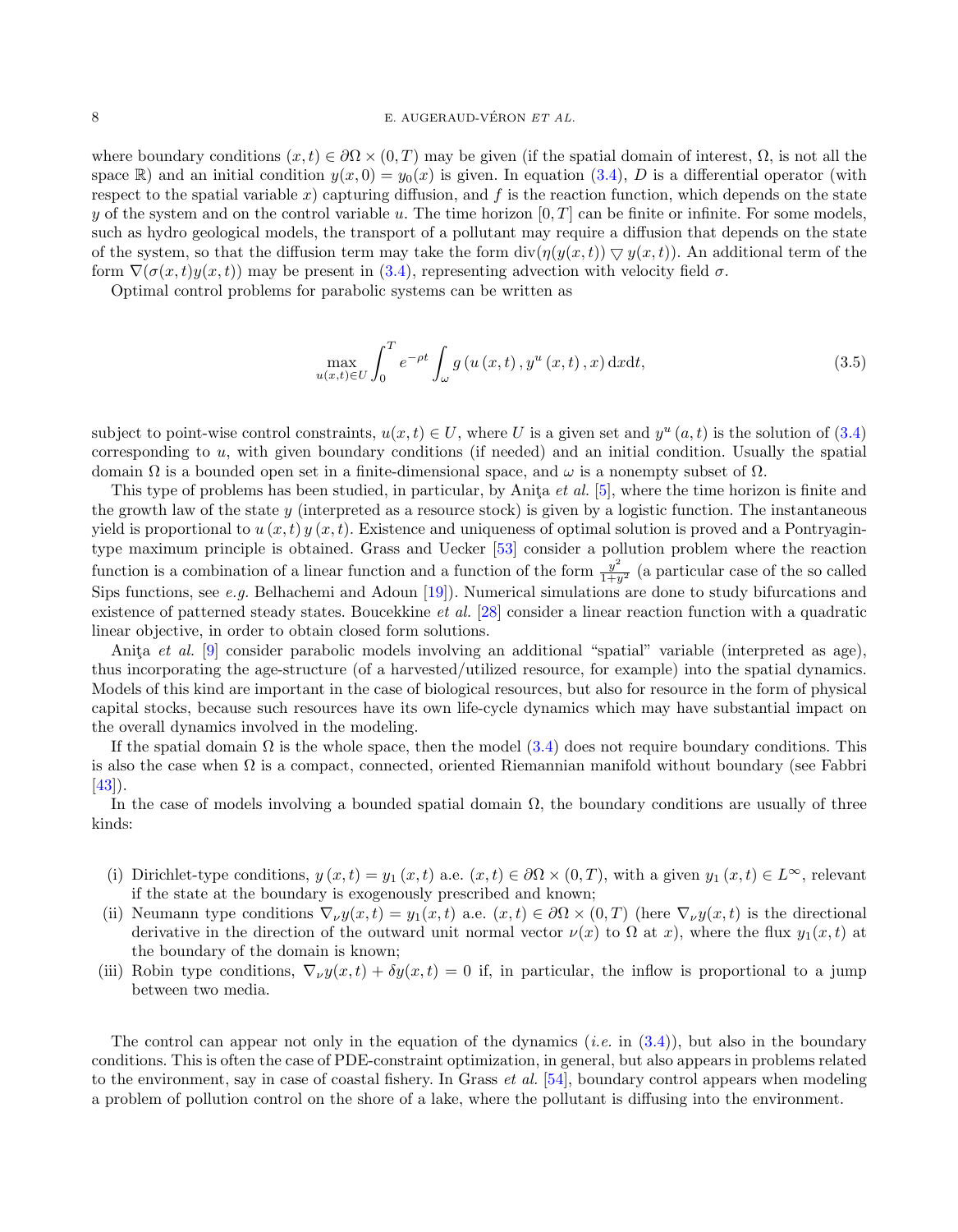where boundary conditions $(x,t) \in \partial\Omega \times (0,T)$ may be given (if the spatial domain of interest, $\Omega$, is not all the space $\mathbb{R}$) and an initial condition $y(x,0) = y_0(x)$ is given. In equation (3.4), $D$ is a differential operator (with respect to the spatial variable $x$) capturing diffusion, and $f$ is the reaction function, which depends on the state $y$ of the system and on the control variable $u$. The time horizon $[0,T]$ can be finite or infinite. For some models, such as hydro geological models, the transport of a pollutant may require a diffusion that depends on the state of the system, so that the diffusion term may take the form $\operatorname{div}(\eta(y(x,t)) \bigtriangledown y(x,t))$. An additional term of the form $\nabla(\sigma(x,t)y(x,t))$ may be present in (3.4), representing advection with velocity field $\sigma$.

Optimal control problems for parabolic systems can be written as

$$\max_{u(x,t)\in U} \int_0^T e^{-\rho t} \int_\omega g\left(u\left(x,t\right), y^u\left(x,t\right), x\right) \mathrm{d}x\mathrm{d}t, \tag{3.5}$$

subject to point-wise control constraints, $u(x,t) \in U$, where $U$ is a given set and $y^u\left(a,t\right)$ is the solution of (3.4) corresponding to $u$, with given boundary conditions (if needed) and an initial condition. Usually the spatial domain $\Omega$ is a bounded open set in a finite-dimensional space, and $\omega$ is a nonempty subset of $\Omega$.

This type of problems has been studied, in particular, by Aniţa *et al.* [5], where the time horizon is finite and the growth law of the state $y$ (interpreted as a resource stock) is given by a logistic function. The instantaneous yield is proportional to $u\left(x,t\right) y\left(x,t\right)$. Existence and uniqueness of optimal solution is proved and a Pontryagin-type maximum principle is obtained. Grass and Uecker [53] consider a pollution problem where the reaction function is a combination of a linear function and a function of the form $\frac{y^2}{1+y^2}$ (a particular case of the so called Sips functions, see *e.g.* Belhachemi and Adoun [19]). Numerical simulations are done to study bifurcations and existence of patterned steady states. Boucekkine *et al.* [28] consider a linear reaction function with a quadratic linear objective, in order to obtain closed form solutions.

Aniţa *et al.* [9] consider parabolic models involving an additional "spatial" variable (interpreted as age), thus incorporating the age-structure (of a harvested/utilized resource, for example) into the spatial dynamics. Models of this kind are important in the case of biological resources, but also for resource in the form of physical capital stocks, because such resources have its own life-cycle dynamics which may have substantial impact on the overall dynamics involved in the modeling.

If the spatial domain $\Omega$ is the whole space, then the model (3.4) does not require boundary conditions. This is also the case when $\Omega$ is a compact, connected, oriented Riemannian manifold without boundary (see Fabbri [43]).

In the case of models involving a bounded spatial domain $\Omega$, the boundary conditions are usually of three kinds:

(i) Dirichlet-type conditions, $y\left(x,t\right) = y_1\left(x,t\right)$ a.e. $(x,t) \in \partial\Omega \times (0,T)$, with a given $y_1\left(x,t\right) \in L^\infty$, relevant if the state at the boundary is exogenously prescribed and known;

(ii) Neumann type conditions $\nabla_\nu y(x,t) = y_1(x,t)$ a.e. $(x,t) \in \partial\Omega \times (0,T)$ (here $\nabla_\nu y(x,t)$ is the directional derivative in the direction of the outward unit normal vector $\nu(x)$ to $\Omega$ at $x$), where the flux $y_1(x,t)$ at the boundary of the domain is known;

(iii) Robin type conditions, $\nabla_\nu y(x,t) + \delta y(x,t) = 0$ if, in particular, the inflow is proportional to a jump between two media.

The control can appear not only in the equation of the dynamics (*i.e.* in (3.4)), but also in the boundary conditions. This is often the case of PDE-constraint optimization, in general, but also appears in problems related to the environment, say in case of coastal fishery. In Grass *et al.* [54], boundary control appears when modeling a problem of pollution control on the shore of a lake, where the pollutant is diffusing into the environment.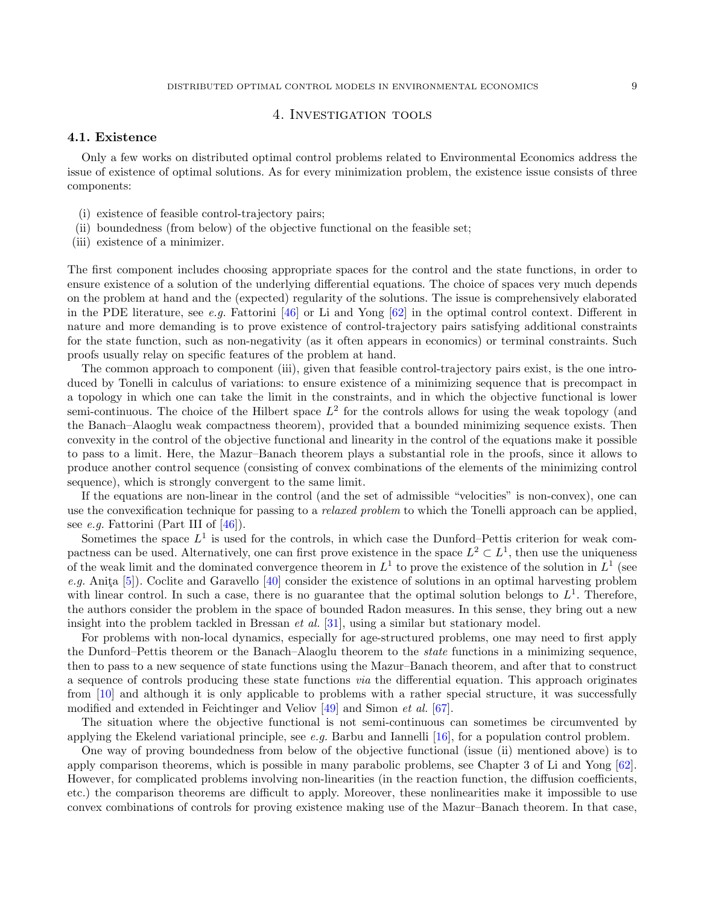## 4. Investigation tools

### 4.1. Existence

Only a few works on distributed optimal control problems related to Environmental Economics address the issue of existence of optimal solutions. As for every minimization problem, the existence issue consists of three components:

- (i) existence of feasible control-trajectory pairs;
- (ii) boundedness (from below) of the objective functional on the feasible set;
- (iii) existence of a minimizer.

The first component includes choosing appropriate spaces for the control and the state functions, in order to ensure existence of a solution of the underlying differential equations. The choice of spaces very much depends on the problem at hand and the (expected) regularity of the solutions. The issue is comprehensively elaborated in the PDE literature, see *e.g.* Fattorini [46] or Li and Yong [62] in the optimal control context. Different in nature and more demanding is to prove existence of control-trajectory pairs satisfying additional constraints for the state function, such as non-negativity (as it often appears in economics) or terminal constraints. Such proofs usually relay on specific features of the problem at hand.

The common approach to component (iii), given that feasible control-trajectory pairs exist, is the one introduced by Tonelli in calculus of variations: to ensure existence of a minimizing sequence that is precompact in a topology in which one can take the limit in the constraints, and in which the objective functional is lower semi-continuous. The choice of the Hilbert space $L^2$ for the controls allows for using the weak topology (and the Banach–Alaoglu weak compactness theorem), provided that a bounded minimizing sequence exists. Then convexity in the control of the objective functional and linearity in the control of the equations make it possible to pass to a limit. Here, the Mazur–Banach theorem plays a substantial role in the proofs, since it allows to produce another control sequence (consisting of convex combinations of the elements of the minimizing control sequence), which is strongly convergent to the same limit.

If the equations are non-linear in the control (and the set of admissible "velocities" is non-convex), one can use the convexification technique for passing to a *relaxed problem* to which the Tonelli approach can be applied, see *e.g.* Fattorini (Part III of [46]).

Sometimes the space $L^1$ is used for the controls, in which case the Dunford–Pettis criterion for weak compactness can be used. Alternatively, one can first prove existence in the space $L^2 \subset L^1$, then use the uniqueness of the weak limit and the dominated convergence theorem in $L^1$ to prove the existence of the solution in $L^1$ (see *e.g.* Aniţa [5]). Coclite and Garavello [40] consider the existence of solutions in an optimal harvesting problem with linear control. In such a case, there is no guarantee that the optimal solution belongs to $L^1$. Therefore, the authors consider the problem in the space of bounded Radon measures. In this sense, they bring out a new insight into the problem tackled in Bressan *et al.* [31], using a similar but stationary model.

For problems with non-local dynamics, especially for age-structured problems, one may need to first apply the Dunford–Pettis theorem or the Banach–Alaoglu theorem to the *state* functions in a minimizing sequence, then to pass to a new sequence of state functions using the Mazur–Banach theorem, and after that to construct a sequence of controls producing these state functions *via* the differential equation. This approach originates from [10] and although it is only applicable to problems with a rather special structure, it was successfully modified and extended in Feichtinger and Veliov [49] and Simon *et al.* [67].

The situation where the objective functional is not semi-continuous can sometimes be circumvented by applying the Ekelend variational principle, see *e.g.* Barbu and Iannelli [16], for a population control problem.

One way of proving boundedness from below of the objective functional (issue (ii) mentioned above) is to apply comparison theorems, which is possible in many parabolic problems, see Chapter 3 of Li and Yong [62]. However, for complicated problems involving non-linearities (in the reaction function, the diffusion coefficients, etc.) the comparison theorems are difficult to apply. Moreover, these nonlinearities make it impossible to use convex combinations of controls for proving existence making use of the Mazur–Banach theorem. In that case,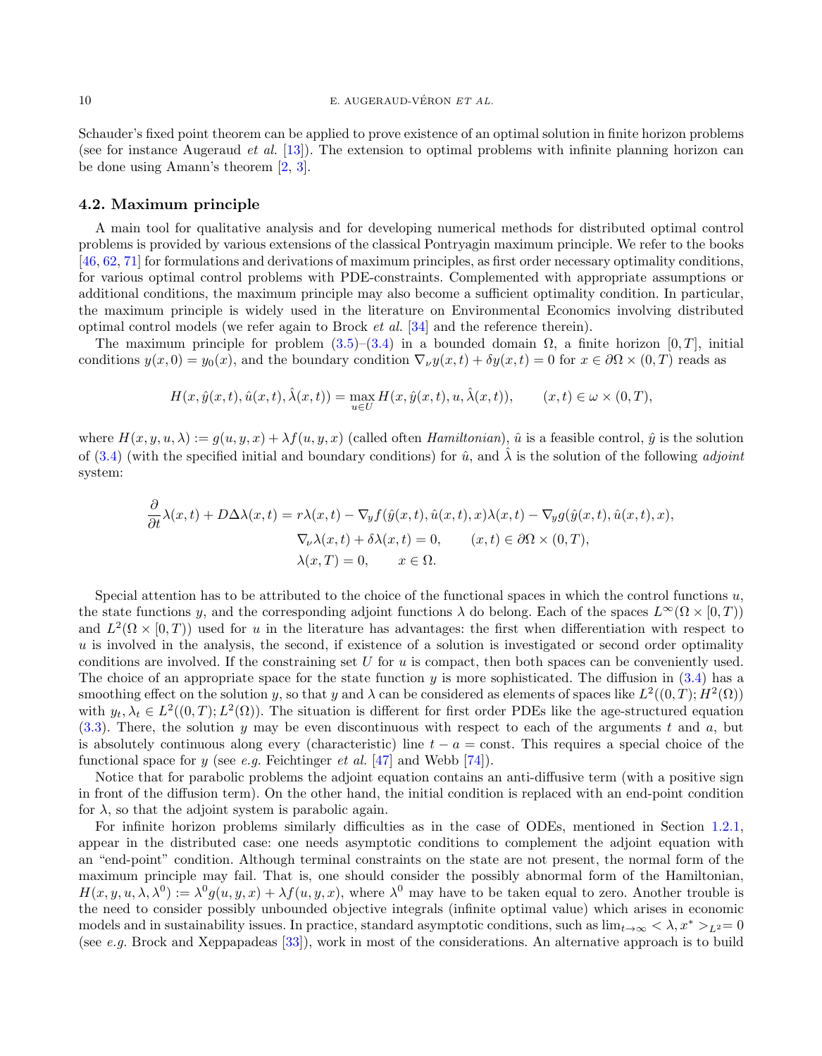Schauder's fixed point theorem can be applied to prove existence of an optimal solution in finite horizon problems (see for instance Augeraud *et al.* [13]). The extension to optimal problems with infinite planning horizon can be done using Amann's theorem [2, 3].

### 4.2. Maximum principle

A main tool for qualitative analysis and for developing numerical methods for distributed optimal control problems is provided by various extensions of the classical Pontryagin maximum principle. We refer to the books [46, 62, 71] for formulations and derivations of maximum principles, as first order necessary optimality conditions, for various optimal control problems with PDE-constraints. Complemented with appropriate assumptions or additional conditions, the maximum principle may also become a sufficient optimality condition. In particular, the maximum principle is widely used in the literature on Environmental Economics involving distributed optimal control models (we refer again to Brock *et al.* [34] and the reference therein).

The maximum principle for problem (3.5)–(3.4) in a bounded domain $\Omega$, a finite horizon $[0, T]$, initial conditions $y(x, 0) = y_0(x)$, and the boundary condition $\nabla_\nu y(x,t) + \delta y(x,t) = 0$ for $x \in \partial\Omega \times (0, T)$ reads as

$$H(x, \hat{y}(x,t), \hat{u}(x,t), \hat{\lambda}(x,t)) = \max_{u \in U} H(x, \hat{y}(x,t), u, \hat{\lambda}(x,t)), \qquad (x,t) \in \omega \times (0,T),$$

where $H(x, y, u, \lambda) := g(u, y, x) + \lambda f(u, y, x)$ (called often *Hamiltonian*), $\hat{u}$ is a feasible control, $\hat{y}$ is the solution of (3.4) (with the specified initial and boundary conditions) for $\hat{u}$, and $\hat{\lambda}$ is the solution of the following *adjoint* system:

$$\begin{aligned}
\frac{\partial}{\partial t}\lambda(x,t) + D\Delta\lambda(x,t) &= r\lambda(x,t) - \nabla_y f(\hat{y}(x,t), \hat{u}(x,t), x)\lambda(x,t) - \nabla_y g(\hat{y}(x,t), \hat{u}(x,t), x), \\
\nabla_\nu \lambda(x,t) + \delta\lambda(x,t) &= 0, \qquad (x,t) \in \partial\Omega \times (0,T), \\
\lambda(x,T) &= 0, \qquad x \in \Omega.
\end{aligned}$$

Special attention has to be attributed to the choice of the functional spaces in which the control functions $u$, the state functions $y$, and the corresponding adjoint functions $\lambda$ do belong. Each of the spaces $L^\infty(\Omega \times [0,T))$ and $L^2(\Omega \times [0,T))$ used for $u$ in the literature has advantages: the first when differentiation with respect to $u$ is involved in the analysis, the second, if existence of a solution is investigated or second order optimality conditions are involved. If the constraining set $U$ for $u$ is compact, then both spaces can be conveniently used. The choice of an appropriate space for the state function $y$ is more sophisticated. The diffusion in (3.4) has a smoothing effect on the solution $y$, so that $y$ and $\lambda$ can be considered as elements of spaces like $L^2((0,T); H^2(\Omega))$ with $y_t, \lambda_t \in L^2((0,T); L^2(\Omega))$. The situation is different for first order PDEs like the age-structured equation (3.3). There, the solution $y$ may be even discontinuous with respect to each of the arguments $t$ and $a$, but is absolutely continuous along every (characteristic) line $t - a = \text{const}$. This requires a special choice of the functional space for $y$ (see *e.g.* Feichtinger *et al.* [47] and Webb [74]).

Notice that for parabolic problems the adjoint equation contains an anti-diffusive term (with a positive sign in front of the diffusion term). On the other hand, the initial condition is replaced with an end-point condition for $\lambda$, so that the adjoint system is parabolic again.

For infinite horizon problems similarly difficulties as in the case of ODEs, mentioned in Section 1.2.1, appear in the distributed case: one needs asymptotic conditions to complement the adjoint equation with an "end-point" condition. Although terminal constraints on the state are not present, the normal form of the maximum principle may fail. That is, one should consider the possibly abnormal form of the Hamiltonian, $H(x, y, u, \lambda, \lambda^0) := \lambda^0 g(u, y, x) + \lambda f(u, y, x)$, where $\lambda^0$ may have to be taken equal to zero. Another trouble is the need to consider possibly unbounded objective integrals (infinite optimal value) which arises in economic models and in sustainability issues. In practice, standard asymptotic conditions, such as $\lim_{t\to\infty} < \lambda, x^* >_{L^2} = 0$ (see *e.g.* Brock and Xeppapadeas [33]), work in most of the considerations. An alternative approach is to build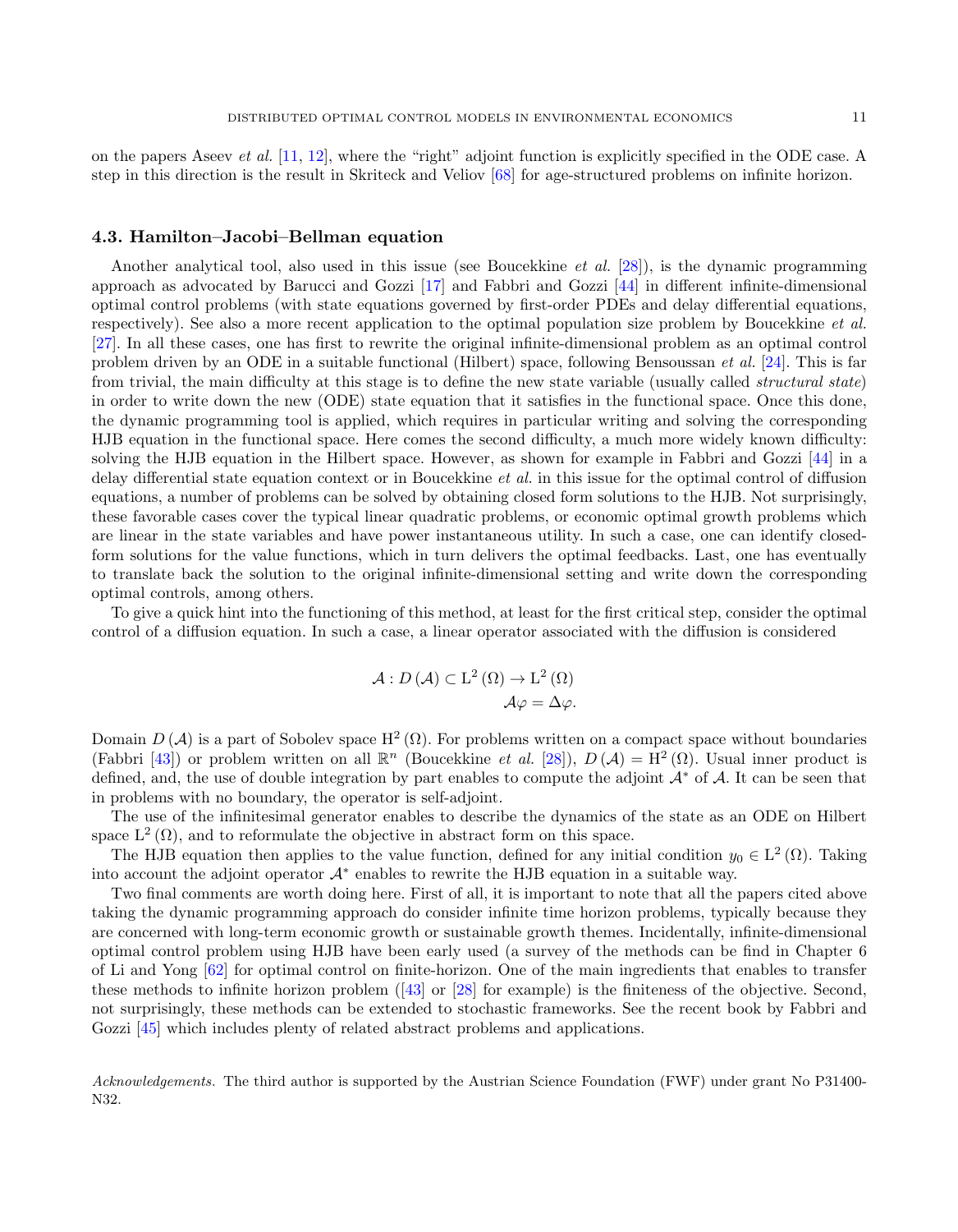on the papers Aseev *et al.* [11, 12], where the "right" adjoint function is explicitly specified in the ODE case. A step in this direction is the result in Skriteck and Veliov [68] for age-structured problems on infinite horizon.

### 4.3. Hamilton–Jacobi–Bellman equation

Another analytical tool, also used in this issue (see Boucekkine *et al.* [28]), is the dynamic programming approach as advocated by Barucci and Gozzi [17] and Fabbri and Gozzi [44] in different infinite-dimensional optimal control problems (with state equations governed by first-order PDEs and delay differential equations, respectively). See also a more recent application to the optimal population size problem by Boucekkine *et al.* [27]. In all these cases, one has first to rewrite the original infinite-dimensional problem as an optimal control problem driven by an ODE in a suitable functional (Hilbert) space, following Bensoussan *et al.* [24]. This is far from trivial, the main difficulty at this stage is to define the new state variable (usually called *structural state*) in order to write down the new (ODE) state equation that it satisfies in the functional space. Once this done, the dynamic programming tool is applied, which requires in particular writing and solving the corresponding HJB equation in the functional space. Here comes the second difficulty, a much more widely known difficulty: solving the HJB equation in the Hilbert space. However, as shown for example in Fabbri and Gozzi [44] in a delay differential state equation context or in Boucekkine *et al.* in this issue for the optimal control of diffusion equations, a number of problems can be solved by obtaining closed form solutions to the HJB. Not surprisingly, these favorable cases cover the typical linear quadratic problems, or economic optimal growth problems which are linear in the state variables and have power instantaneous utility. In such a case, one can identify closed-form solutions for the value functions, which in turn delivers the optimal feedbacks. Last, one has eventually to translate back the solution to the original infinite-dimensional setting and write down the corresponding optimal controls, among others.

To give a quick hint into the functioning of this method, at least for the first critical step, consider the optimal control of a diffusion equation. In such a case, a linear operator associated with the diffusion is considered

$$
\begin{aligned}
\mathcal{A} : D(\mathcal{A}) \subset \mathrm{L}^2(\Omega) &\to \mathrm{L}^2(\Omega) \\
\mathcal{A}\varphi &= \Delta\varphi.
\end{aligned}
$$

Domain $D(\mathcal{A})$ is a part of Sobolev space $\mathrm{H}^2(\Omega)$. For problems written on a compact space without boundaries (Fabbri [43]) or problem written on all $\mathbb{R}^n$ (Boucekkine *et al.* [28]), $D(\mathcal{A}) = \mathrm{H}^2(\Omega)$. Usual inner product is defined, and, the use of double integration by part enables to compute the adjoint $\mathcal{A}^*$ of $\mathcal{A}$. It can be seen that in problems with no boundary, the operator is self-adjoint.

The use of the infinitesimal generator enables to describe the dynamics of the state as an ODE on Hilbert space $\mathrm{L}^2(\Omega)$, and to reformulate the objective in abstract form on this space.

The HJB equation then applies to the value function, defined for any initial condition $y_0 \in \mathrm{L}^2(\Omega)$. Taking into account the adjoint operator $\mathcal{A}^*$ enables to rewrite the HJB equation in a suitable way.

Two final comments are worth doing here. First of all, it is important to note that all the papers cited above taking the dynamic programming approach do consider infinite time horizon problems, typically because they are concerned with long-term economic growth or sustainable growth themes. Incidentally, infinite-dimensional optimal control problem using HJB have been early used (a survey of the methods can be find in Chapter 6 of Li and Yong [62] for optimal control on finite-horizon. One of the main ingredients that enables to transfer these methods to infinite horizon problem ([43] or [28] for example) is the finiteness of the objective. Second, not surprisingly, these methods can be extended to stochastic frameworks. See the recent book by Fabbri and Gozzi [45] which includes plenty of related abstract problems and applications.

*Acknowledgements.* The third author is supported by the Austrian Science Foundation (FWF) under grant No P31400-N32.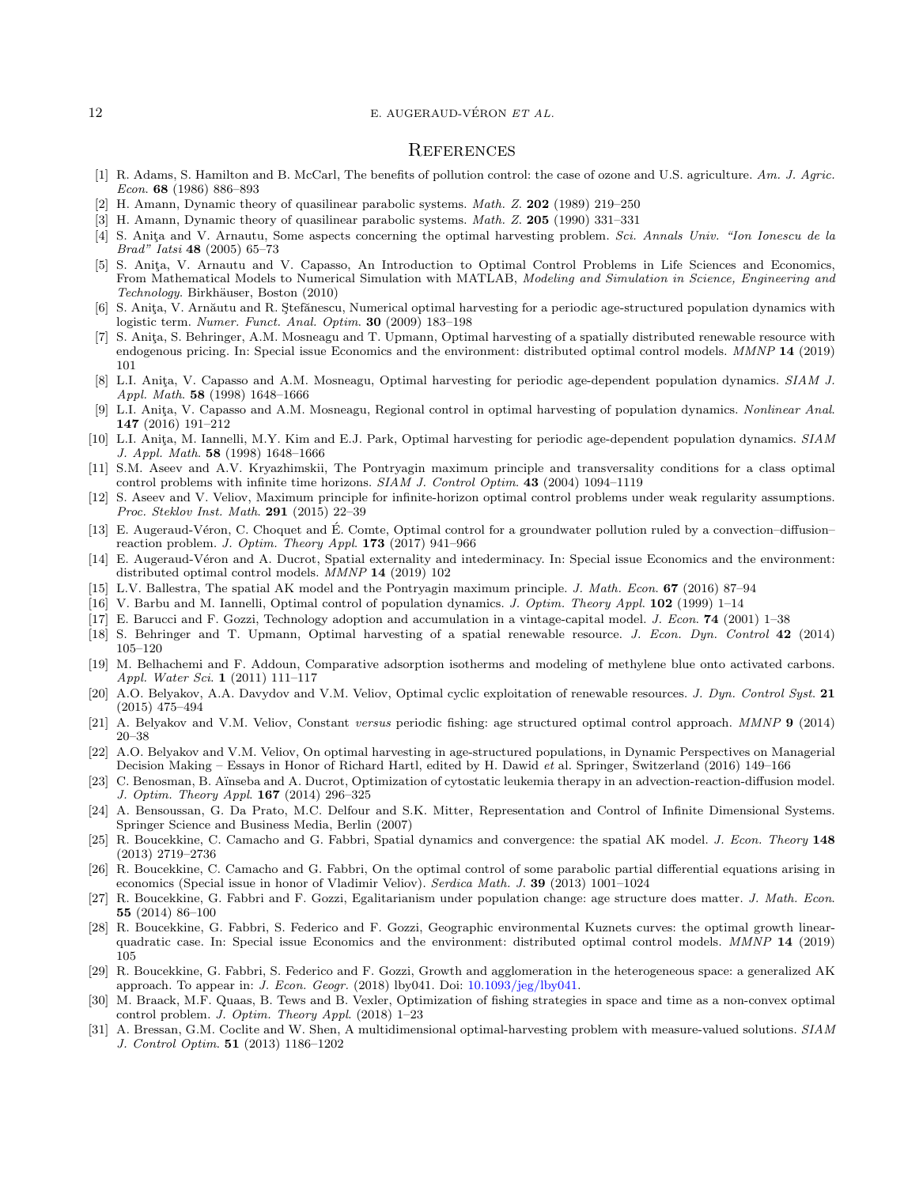## References

[1] R. Adams, S. Hamilton and B. McCarl, The benefits of pollution control: the case of ozone and U.S. agriculture. *Am. J. Agric. Econ.* **68** (1986) 886–893

[2] H. Amann, Dynamic theory of quasilinear parabolic systems. *Math. Z.* **202** (1989) 219–250

[3] H. Amann, Dynamic theory of quasilinear parabolic systems. *Math. Z.* **205** (1990) 331–331

[4] S. Aniţa and V. Arnautu, Some aspects concerning the optimal harvesting problem. *Sci. Annals Univ. "Ion Ionescu de la Brad" Iatsi* **48** (2005) 65–73

[5] S. Aniţa, V. Arnautu and V. Capasso, An Introduction to Optimal Control Problems in Life Sciences and Economics, From Mathematical Models to Numerical Simulation with MATLAB, *Modeling and Simulation in Science, Engineering and Technology*. Birkhäuser, Boston (2010)

[6] S. Aniţa, V. Arnăutu and R. Ştefănescu, Numerical optimal harvesting for a periodic age-structured population dynamics with logistic term. *Numer. Funct. Anal. Optim.* **30** (2009) 183–198

[7] S. Aniţa, S. Behringer, A.M. Mosneagu and T. Upmann, Optimal harvesting of a spatially distributed renewable resource with endogenous pricing. In: Special issue Economics and the environment: distributed optimal control models. *MMNP* **14** (2019) 101

[8] L.I. Aniţa, V. Capasso and A.M. Mosneagu, Optimal harvesting for periodic age-dependent population dynamics. *SIAM J. Appl. Math.* **58** (1998) 1648–1666

[9] L.I. Aniţa, V. Capasso and A.M. Mosneagu, Regional control in optimal harvesting of population dynamics. *Nonlinear Anal.* **147** (2016) 191–212

[10] L.I. Aniţa, M. Iannelli, M.Y. Kim and E.J. Park, Optimal harvesting for periodic age-dependent population dynamics. *SIAM J. Appl. Math.* **58** (1998) 1648–1666

[11] S.M. Aseev and A.V. Kryazhimskii, The Pontryagin maximum principle and transversality conditions for a class optimal control problems with infinite time horizons. *SIAM J. Control Optim.* **43** (2004) 1094–1119

[12] S. Aseev and V. Veliov, Maximum principle for infinite-horizon optimal control problems under weak regularity assumptions. *Proc. Steklov Inst. Math.* **291** (2015) 22–39

[13] E. Augeraud-Véron, C. Choquet and É. Comte, Optimal control for a groundwater pollution ruled by a convection–diffusion–reaction problem. *J. Optim. Theory Appl.* **173** (2017) 941–966

[14] E. Augeraud-Véron and A. Ducrot, Spatial externality and intederminacy. In: Special issue Economics and the environment: distributed optimal control models. *MMNP* **14** (2019) 102

[15] L.V. Ballestra, The spatial AK model and the Pontryagin maximum principle. *J. Math. Econ.* **67** (2016) 87–94

[16] V. Barbu and M. Iannelli, Optimal control of population dynamics. *J. Optim. Theory Appl.* **102** (1999) 1–14

[17] E. Barucci and F. Gozzi, Technology adoption and accumulation in a vintage-capital model. *J. Econ.* **74** (2001) 1–38

[18] S. Behringer and T. Upmann, Optimal harvesting of a spatial renewable resource. *J. Econ. Dyn. Control* **42** (2014) 105–120

[19] M. Belhachemi and F. Addoun, Comparative adsorption isotherms and modeling of methylene blue onto activated carbons. *Appl. Water Sci.* **1** (2011) 111–117

[20] A.O. Belyakov, A.A. Davydov and V.M. Veliov, Optimal cyclic exploitation of renewable resources. *J. Dyn. Control Syst.* **21** (2015) 475–494

[21] A. Belyakov and V.M. Veliov, Constant *versus* periodic fishing: age structured optimal control approach. *MMNP* **9** (2014) 20–38

[22] A.O. Belyakov and V.M. Veliov, On optimal harvesting in age-structured populations, in Dynamic Perspectives on Managerial Decision Making – Essays in Honor of Richard Hartl, edited by H. Dawid *et* al. Springer, Switzerland (2016) 149–166

[23] C. Benosman, B. Aïnseba and A. Ducrot, Optimization of cytostatic leukemia therapy in an advection-reaction-diffusion model. *J. Optim. Theory Appl.* **167** (2014) 296–325

[24] A. Bensoussan, G. Da Prato, M.C. Delfour and S.K. Mitter, Representation and Control of Infinite Dimensional Systems. Springer Science and Business Media, Berlin (2007)

[25] R. Boucekkine, C. Camacho and G. Fabbri, Spatial dynamics and convergence: the spatial AK model. *J. Econ. Theory* **148** (2013) 2719–2736

[26] R. Boucekkine, C. Camacho and G. Fabbri, On the optimal control of some parabolic partial differential equations arising in economics (Special issue in honor of Vladimir Veliov). *Serdica Math. J.* **39** (2013) 1001–1024

[27] R. Boucekkine, G. Fabbri and F. Gozzi, Egalitarianism under population change: age structure does matter. *J. Math. Econ.* **55** (2014) 86–100

[28] R. Boucekkine, G. Fabbri, S. Federico and F. Gozzi, Geographic environmental Kuznets curves: the optimal growth linear-quadratic case. In: Special issue Economics and the environment: distributed optimal control models. *MMNP* **14** (2019) 105

[29] R. Boucekkine, G. Fabbri, S. Federico and F. Gozzi, Growth and agglomeration in the heterogeneous space: a generalized AK approach. To appear in: *J. Econ. Geogr.* (2018) lby041. Doi: 10.1093/jeg/lby041.

[30] M. Braack, M.F. Quaas, B. Tews and B. Vexler, Optimization of fishing strategies in space and time as a non-convex optimal control problem. *J. Optim. Theory Appl.* (2018) 1–23

[31] A. Bressan, G.M. Coclite and W. Shen, A multidimensional optimal-harvesting problem with measure-valued solutions. *SIAM J. Control Optim.* **51** (2013) 1186–1202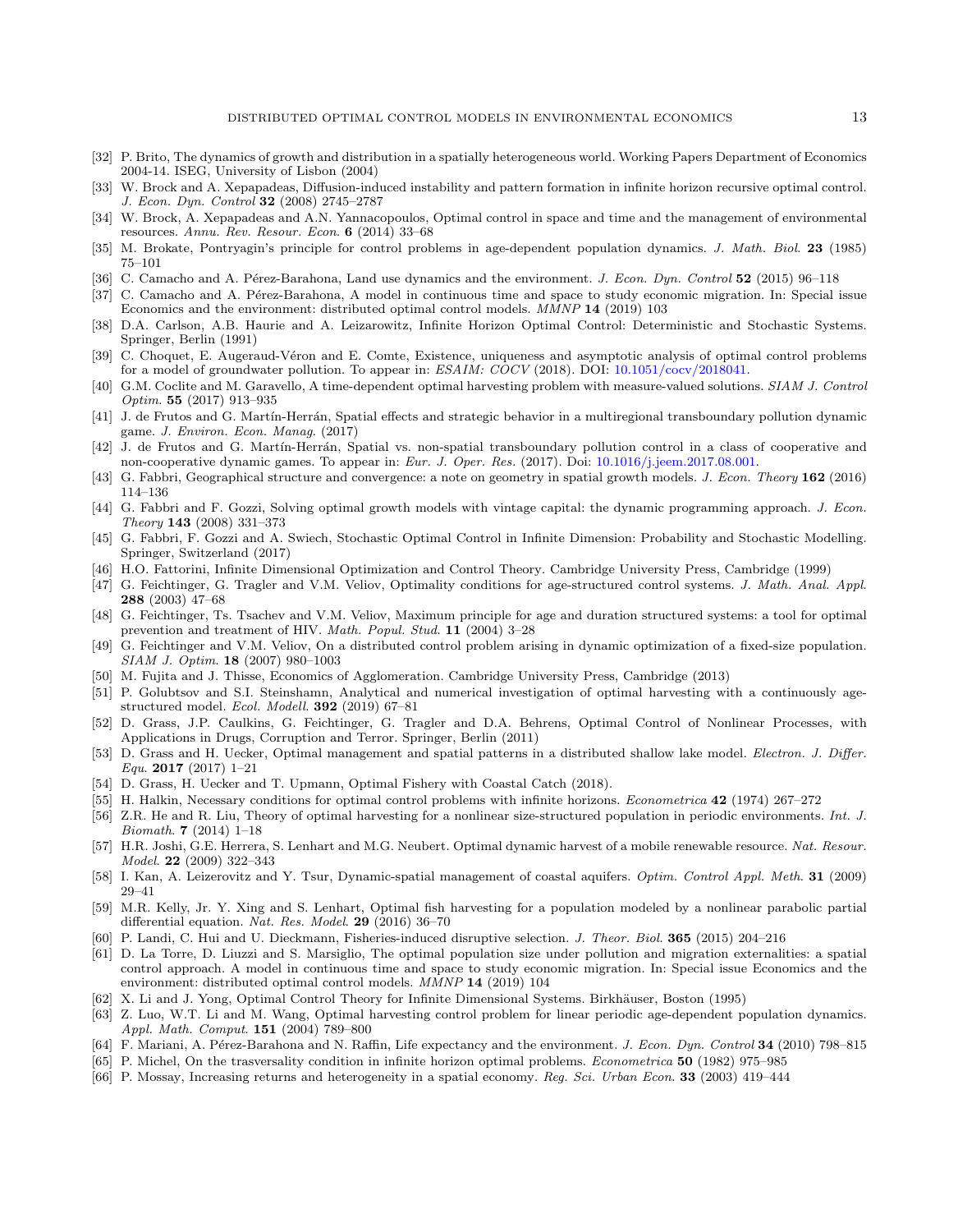[32] P. Brito, The dynamics of growth and distribution in a spatially heterogeneous world. Working Papers Department of Economics 2004-14. ISEG, University of Lisbon (2004)

[33] W. Brock and A. Xepapadeas, Diffusion-induced instability and pattern formation in infinite horizon recursive optimal control. *J. Econ. Dyn. Control* **32** (2008) 2745–2787

[34] W. Brock, A. Xepapadeas and A.N. Yannacopoulos, Optimal control in space and time and the management of environmental resources. *Annu. Rev. Resour. Econ.* **6** (2014) 33–68

[35] M. Brokate, Pontryagin's principle for control problems in age-dependent population dynamics. *J. Math. Biol.* **23** (1985) 75–101

[36] C. Camacho and A. Pérez-Barahona, Land use dynamics and the environment. *J. Econ. Dyn. Control* **52** (2015) 96–118

[37] C. Camacho and A. Pérez-Barahona, A model in continuous time and space to study economic migration. In: Special issue Economics and the environment: distributed optimal control models. *MMNP* **14** (2019) 103

[38] D.A. Carlson, A.B. Haurie and A. Leizarowitz, Infinite Horizon Optimal Control: Deterministic and Stochastic Systems. Springer, Berlin (1991)

[39] C. Choquet, E. Augeraud-Véron and E. Comte, Existence, uniqueness and asymptotic analysis of optimal control problems for a model of groundwater pollution. To appear in: *ESAIM: COCV* (2018). DOI: 10.1051/cocv/2018041.

[40] G.M. Coclite and M. Garavello, A time-dependent optimal harvesting problem with measure-valued solutions. *SIAM J. Control Optim.* **55** (2017) 913–935

[41] J. de Frutos and G. Martín-Herrán, Spatial effects and strategic behavior in a multiregional transboundary pollution dynamic game. *J. Environ. Econ. Manag.* (2017)

[42] J. de Frutos and G. Martín-Herrán, Spatial vs. non-spatial transboundary pollution control in a class of cooperative and non-cooperative dynamic games. To appear in: *Eur. J. Oper. Res.* (2017). Doi: 10.1016/j.jeem.2017.08.001.

[43] G. Fabbri, Geographical structure and convergence: a note on geometry in spatial growth models. *J. Econ. Theory* **162** (2016) 114–136

[44] G. Fabbri and F. Gozzi, Solving optimal growth models with vintage capital: the dynamic programming approach. *J. Econ. Theory* **143** (2008) 331–373

[45] G. Fabbri, F. Gozzi and A. Swiech, Stochastic Optimal Control in Infinite Dimension: Probability and Stochastic Modelling. Springer, Switzerland (2017)

[46] H.O. Fattorini, Infinite Dimensional Optimization and Control Theory. Cambridge University Press, Cambridge (1999)

[47] G. Feichtinger, G. Tragler and V.M. Veliov, Optimality conditions for age-structured control systems. *J. Math. Anal. Appl.* **288** (2003) 47–68

[48] G. Feichtinger, Ts. Tsachev and V.M. Veliov, Maximum principle for age and duration structured systems: a tool for optimal prevention and treatment of HIV. *Math. Popul. Stud.* **11** (2004) 3–28

[49] G. Feichtinger and V.M. Veliov, On a distributed control problem arising in dynamic optimization of a fixed-size population. *SIAM J. Optim.* **18** (2007) 980–1003

[50] M. Fujita and J. Thisse, Economics of Agglomeration. Cambridge University Press, Cambridge (2013)

[51] P. Golubtsov and S.I. Steinshamn, Analytical and numerical investigation of optimal harvesting with a continuously age-structured model. *Ecol. Modell.* **392** (2019) 67–81

[52] D. Grass, J.P. Caulkins, G. Feichtinger, G. Tragler and D.A. Behrens, Optimal Control of Nonlinear Processes, with Applications in Drugs, Corruption and Terror. Springer, Berlin (2011)

[53] D. Grass and H. Uecker, Optimal management and spatial patterns in a distributed shallow lake model. *Electron. J. Differ. Equ.* **2017** (2017) 1–21

[54] D. Grass, H. Uecker and T. Upmann, Optimal Fishery with Coastal Catch (2018).

[55] H. Halkin, Necessary conditions for optimal control problems with infinite horizons. *Econometrica* **42** (1974) 267–272

[56] Z.R. He and R. Liu, Theory of optimal harvesting for a nonlinear size-structured population in periodic environments. *Int. J. Biomath.* **7** (2014) 1–18

[57] H.R. Joshi, G.E. Herrera, S. Lenhart and M.G. Neubert. Optimal dynamic harvest of a mobile renewable resource. *Nat. Resour. Model.* **22** (2009) 322–343

[58] I. Kan, A. Leizerovitz and Y. Tsur, Dynamic-spatial management of coastal aquifers. *Optim. Control Appl. Meth.* **31** (2009) 29–41

[59] M.R. Kelly, Jr. Y. Xing and S. Lenhart, Optimal fish harvesting for a population modeled by a nonlinear parabolic partial differential equation. *Nat. Res. Model.* **29** (2016) 36–70

[60] P. Landi, C. Hui and U. Dieckmann, Fisheries-induced disruptive selection. *J. Theor. Biol.* **365** (2015) 204–216

[61] D. La Torre, D. Liuzzi and S. Marsiglio, The optimal population size under pollution and migration externalities: a spatial control approach. A model in continuous time and space to study economic migration. In: Special issue Economics and the environment: distributed optimal control models. *MMNP* **14** (2019) 104

[62] X. Li and J. Yong, Optimal Control Theory for Infinite Dimensional Systems. Birkhäuser, Boston (1995)

[63] Z. Luo, W.T. Li and M. Wang, Optimal harvesting control problem for linear periodic age-dependent population dynamics. *Appl. Math. Comput.* **151** (2004) 789–800

[64] F. Mariani, A. Pérez-Barahona and N. Raffin, Life expectancy and the environment. *J. Econ. Dyn. Control* **34** (2010) 798–815

[65] P. Michel, On the trasversality condition in infinite horizon optimal problems. *Econometrica* **50** (1982) 975–985

[66] P. Mossay, Increasing returns and heterogeneity in a spatial economy. *Reg. Sci. Urban Econ.* **33** (2003) 419–444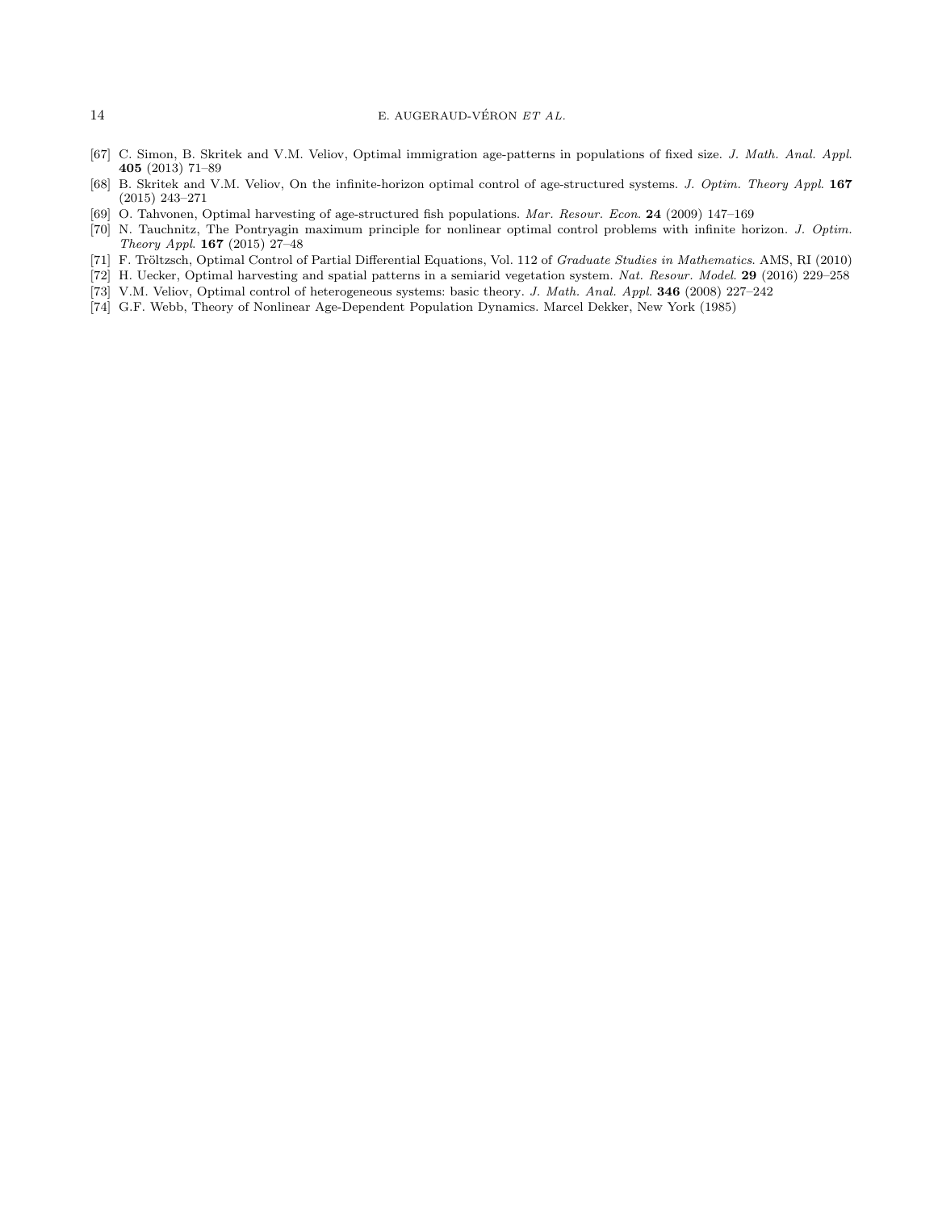[67] C. Simon, B. Skritek and V.M. Veliov, Optimal immigration age-patterns in populations of fixed size. *J. Math. Anal. Appl.* **405** (2013) 71–89

[68] B. Skritek and V.M. Veliov, On the infinite-horizon optimal control of age-structured systems. *J. Optim. Theory Appl.* **167** (2015) 243–271

[69] O. Tahvonen, Optimal harvesting of age-structured fish populations. *Mar. Resour. Econ.* **24** (2009) 147–169

[70] N. Tauchnitz, The Pontryagin maximum principle for nonlinear optimal control problems with infinite horizon. *J. Optim. Theory Appl.* **167** (2015) 27–48

[71] F. Tröltzsch, Optimal Control of Partial Differential Equations, Vol. 112 of *Graduate Studies in Mathematics*. AMS, RI (2010)

[72] H. Uecker, Optimal harvesting and spatial patterns in a semiarid vegetation system. *Nat. Resour. Model.* **29** (2016) 229–258

[73] V.M. Veliov, Optimal control of heterogeneous systems: basic theory. *J. Math. Anal. Appl.* **346** (2008) 227–242

[74] G.F. Webb, Theory of Nonlinear Age-Dependent Population Dynamics. Marcel Dekker, New York (1985)